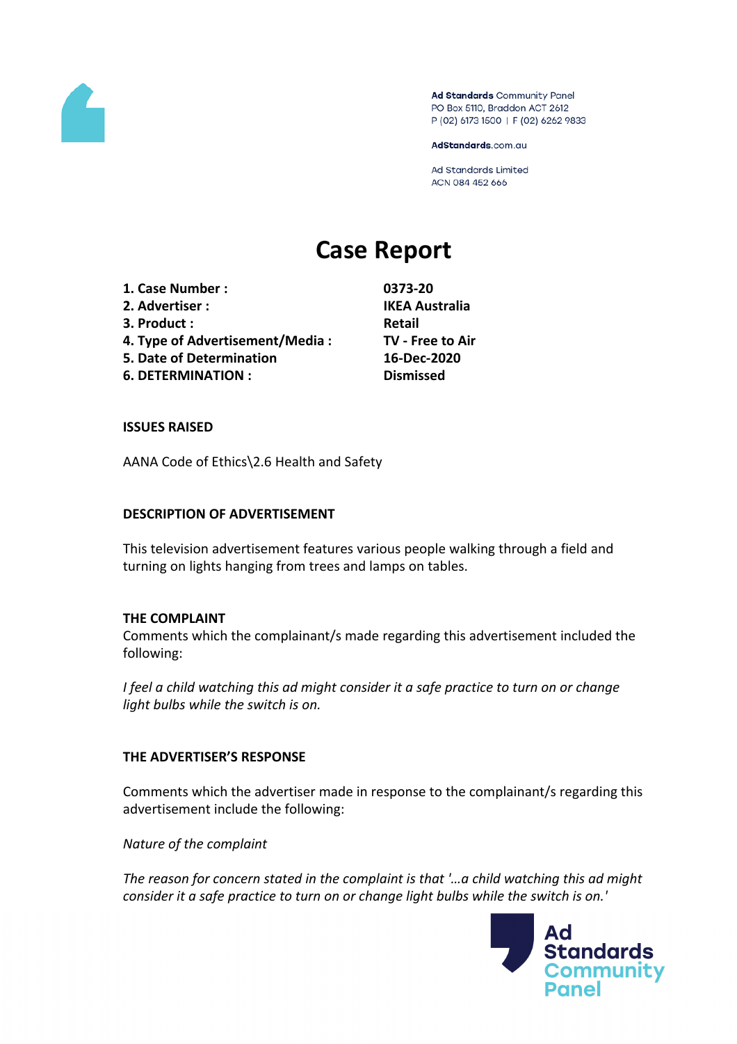Ad Standards Community Panel
PO Box 5110, Braddon ACT 2612
P (02) 6173 1500 | F (02) 6262 9833

AdStandards.com.au

Ad Standards Limited
ACN 084 452 666

# Case Report

| | |
|---|---|
| **1. Case Number :** | **0373-20** |
| **2. Advertiser :** | **IKEA Australia** |
| **3. Product :** | **Retail** |
| **4. Type of Advertisement/Media :** | **TV - Free to Air** |
| **5. Date of Determination** | **16-Dec-2020** |
| **6. DETERMINATION :** | **Dismissed** |

**ISSUES RAISED**

AANA Code of Ethics\2.6 Health and Safety

**DESCRIPTION OF ADVERTISEMENT**

This television advertisement features various people walking through a field and turning on lights hanging from trees and lamps on tables.

**THE COMPLAINT**

Comments which the complainant/s made regarding this advertisement included the following:

*I feel a child watching this ad might consider it a safe practice to turn on or change light bulbs while the switch is on.*

**THE ADVERTISER'S RESPONSE**

Comments which the advertiser made in response to the complainant/s regarding this advertisement include the following:

*Nature of the complaint*

*The reason for concern stated in the complaint is that '...a child watching this ad might consider it a safe practice to turn on or change light bulbs while the switch is on.'*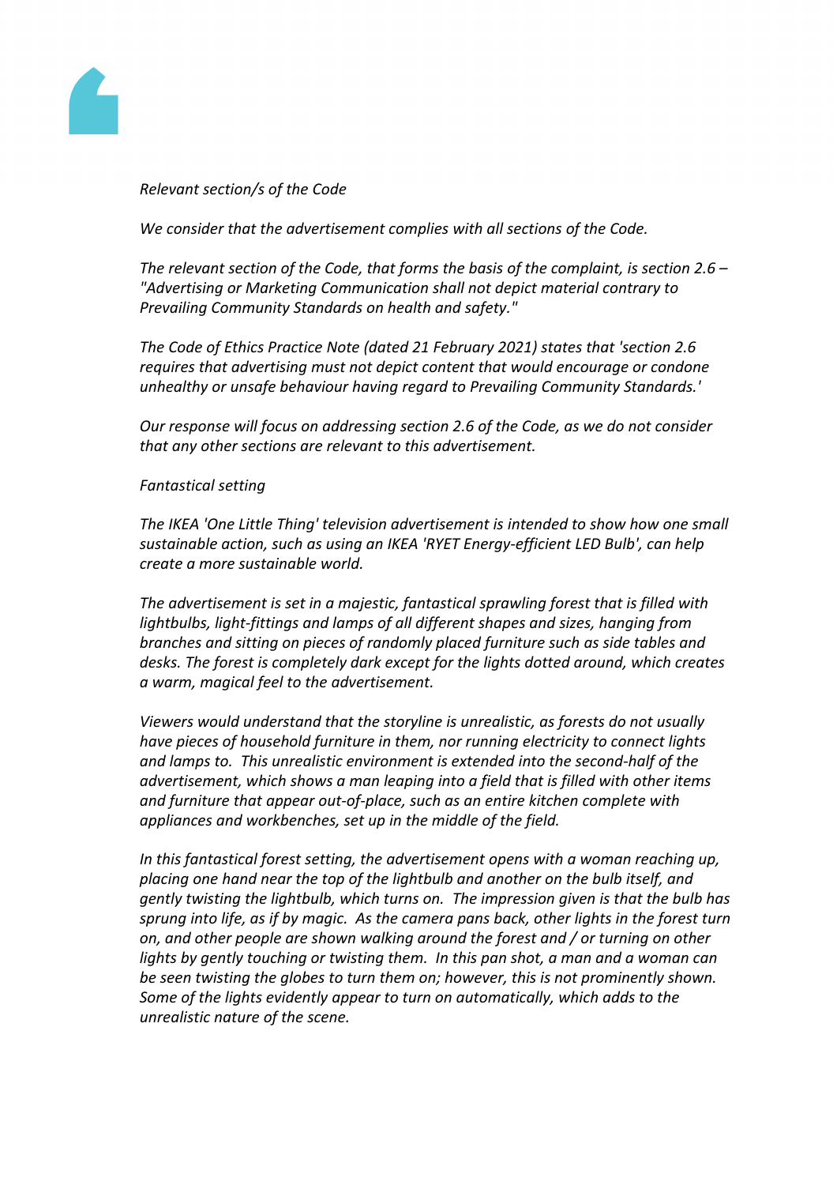*Relevant section/s of the Code*

*We consider that the advertisement complies with all sections of the Code.*

*The relevant section of the Code, that forms the basis of the complaint, is section 2.6 – "Advertising or Marketing Communication shall not depict material contrary to Prevailing Community Standards on health and safety."*

*The Code of Ethics Practice Note (dated 21 February 2021) states that 'section 2.6 requires that advertising must not depict content that would encourage or condone unhealthy or unsafe behaviour having regard to Prevailing Community Standards.'*

*Our response will focus on addressing section 2.6 of the Code, as we do not consider that any other sections are relevant to this advertisement.*

*Fantastical setting*

*The IKEA 'One Little Thing' television advertisement is intended to show how one small sustainable action, such as using an IKEA 'RYET Energy-efficient LED Bulb', can help create a more sustainable world.*

*The advertisement is set in a majestic, fantastical sprawling forest that is filled with lightbulbs, light-fittings and lamps of all different shapes and sizes, hanging from branches and sitting on pieces of randomly placed furniture such as side tables and desks. The forest is completely dark except for the lights dotted around, which creates a warm, magical feel to the advertisement.*

*Viewers would understand that the storyline is unrealistic, as forests do not usually have pieces of household furniture in them, nor running electricity to connect lights and lamps to. This unrealistic environment is extended into the second-half of the advertisement, which shows a man leaping into a field that is filled with other items and furniture that appear out-of-place, such as an entire kitchen complete with appliances and workbenches, set up in the middle of the field.*

*In this fantastical forest setting, the advertisement opens with a woman reaching up, placing one hand near the top of the lightbulb and another on the bulb itself, and gently twisting the lightbulb, which turns on. The impression given is that the bulb has sprung into life, as if by magic. As the camera pans back, other lights in the forest turn on, and other people are shown walking around the forest and / or turning on other lights by gently touching or twisting them. In this pan shot, a man and a woman can be seen twisting the globes to turn them on; however, this is not prominently shown. Some of the lights evidently appear to turn on automatically, which adds to the unrealistic nature of the scene.*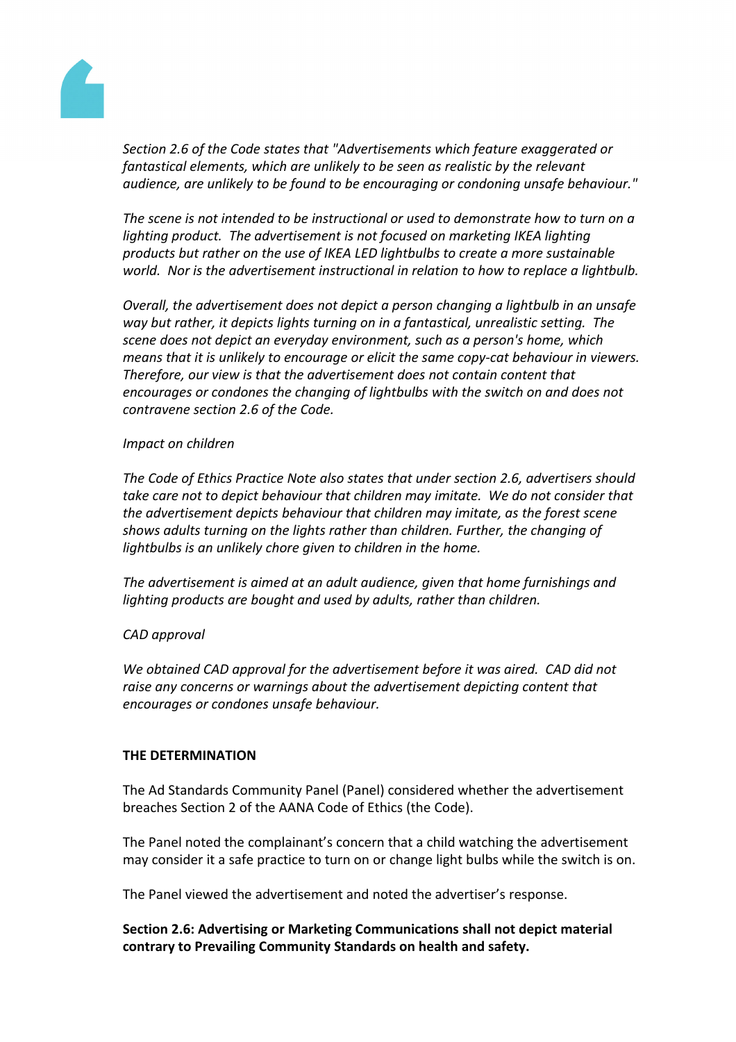*Section 2.6 of the Code states that "Advertisements which feature exaggerated or fantastical elements, which are unlikely to be seen as realistic by the relevant audience, are unlikely to be found to be encouraging or condoning unsafe behaviour."*

*The scene is not intended to be instructional or used to demonstrate how to turn on a lighting product. The advertisement is not focused on marketing IKEA lighting products but rather on the use of IKEA LED lightbulbs to create a more sustainable world. Nor is the advertisement instructional in relation to how to replace a lightbulb.*

*Overall, the advertisement does not depict a person changing a lightbulb in an unsafe way but rather, it depicts lights turning on in a fantastical, unrealistic setting. The scene does not depict an everyday environment, such as a person's home, which means that it is unlikely to encourage or elicit the same copy-cat behaviour in viewers. Therefore, our view is that the advertisement does not contain content that encourages or condones the changing of lightbulbs with the switch on and does not contravene section 2.6 of the Code.*

*Impact on children*

*The Code of Ethics Practice Note also states that under section 2.6, advertisers should take care not to depict behaviour that children may imitate. We do not consider that the advertisement depicts behaviour that children may imitate, as the forest scene shows adults turning on the lights rather than children. Further, the changing of lightbulbs is an unlikely chore given to children in the home.*

*The advertisement is aimed at an adult audience, given that home furnishings and lighting products are bought and used by adults, rather than children.*

*CAD approval*

*We obtained CAD approval for the advertisement before it was aired. CAD did not raise any concerns or warnings about the advertisement depicting content that encourages or condones unsafe behaviour.*

**THE DETERMINATION**

The Ad Standards Community Panel (Panel) considered whether the advertisement breaches Section 2 of the AANA Code of Ethics (the Code).

The Panel noted the complainant's concern that a child watching the advertisement may consider it a safe practice to turn on or change light bulbs while the switch is on.

The Panel viewed the advertisement and noted the advertiser's response.

**Section 2.6: Advertising or Marketing Communications shall not depict material contrary to Prevailing Community Standards on health and safety.**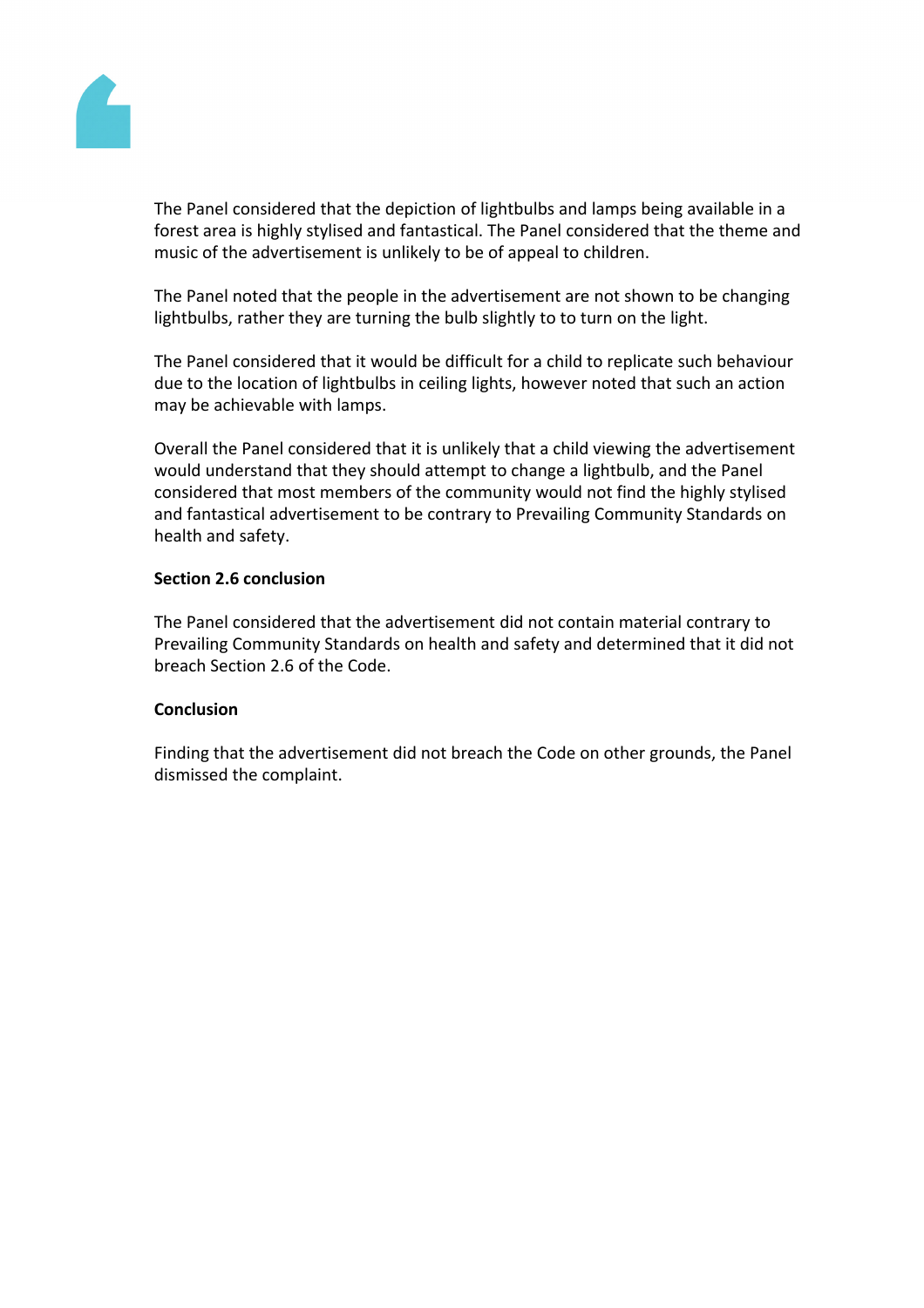The Panel considered that the depiction of lightbulbs and lamps being available in a forest area is highly stylised and fantastical. The Panel considered that the theme and music of the advertisement is unlikely to be of appeal to children.

The Panel noted that the people in the advertisement are not shown to be changing lightbulbs, rather they are turning the bulb slightly to to turn on the light.

The Panel considered that it would be difficult for a child to replicate such behaviour due to the location of lightbulbs in ceiling lights, however noted that such an action may be achievable with lamps.

Overall the Panel considered that it is unlikely that a child viewing the advertisement would understand that they should attempt to change a lightbulb, and the Panel considered that most members of the community would not find the highly stylised and fantastical advertisement to be contrary to Prevailing Community Standards on health and safety.

**Section 2.6 conclusion**

The Panel considered that the advertisement did not contain material contrary to Prevailing Community Standards on health and safety and determined that it did not breach Section 2.6 of the Code.

**Conclusion**

Finding that the advertisement did not breach the Code on other grounds, the Panel dismissed the complaint.